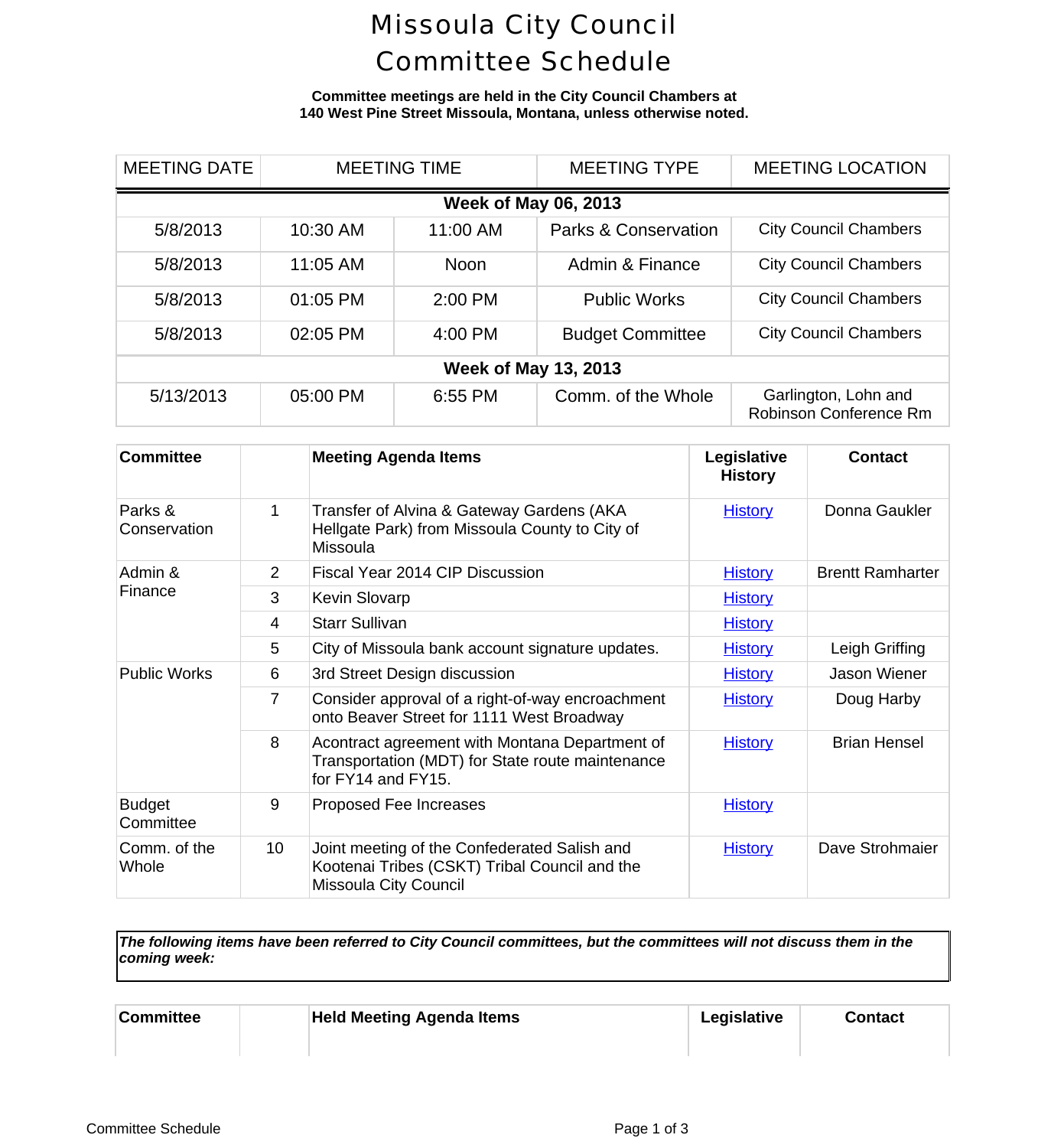# Missoula City Council Committee Schedule

**Committee meetings are held in the City Council Chambers at 140 West Pine Street Missoula, Montana, unless otherwise noted.**

| MEETING DATE | MEETING TIME | | MEETING TYPE | MEETING LOCATION |
|---|---|---|---|---|
| **Week of May 06, 2013** | | | | |
| 5/8/2013 | 10:30 AM | 11:00 AM | Parks & Conservation | City Council Chambers |
| 5/8/2013 | 11:05 AM | Noon | Admin & Finance | City Council Chambers |
| 5/8/2013 | 01:05 PM | 2:00 PM | Public Works | City Council Chambers |
| 5/8/2013 | 02:05 PM | 4:00 PM | Budget Committee | City Council Chambers |
| **Week of May 13, 2013** | | | | |
| 5/13/2013 | 05:00 PM | 6:55 PM | Comm. of the Whole | Garlington, Lohn and Robinson Conference Rm |

| Committee | | Meeting Agenda Items | Legislative History | Contact |
|---|---|---|---|---|
| Parks & Conservation | 1 | Transfer of Alvina & Gateway Gardens (AKA Hellgate Park) from Missoula County to City of Missoula | History | Donna Gaukler |
| Admin & Finance | 2 | Fiscal Year 2014 CIP Discussion | History | Brentt Ramharter |
| | 3 | Kevin Slovarp | History | |
| | 4 | Starr Sullivan | History | |
| | 5 | City of Missoula bank account signature updates. | History | Leigh Griffing |
| Public Works | 6 | 3rd Street Design discussion | History | Jason Wiener |
| | 7 | Consider approval of a right-of-way encroachment onto Beaver Street for 1111 West Broadway | History | Doug Harby |
| | 8 | Acontract agreement with Montana Department of Transportation (MDT) for State route maintenance for FY14 and FY15. | History | Brian Hensel |
| Budget Committee | 9 | Proposed Fee Increases | History | |
| Comm. of the Whole | 10 | Joint meeting of the Confederated Salish and Kootenai Tribes (CSKT) Tribal Council and the Missoula City Council | History | Dave Strohmaier |

***The following items have been referred to City Council committees, but the committees will not discuss them in the coming week:***

| Committee | | Held Meeting Agenda Items | Legislative | Contact |
|---|---|---|---|---|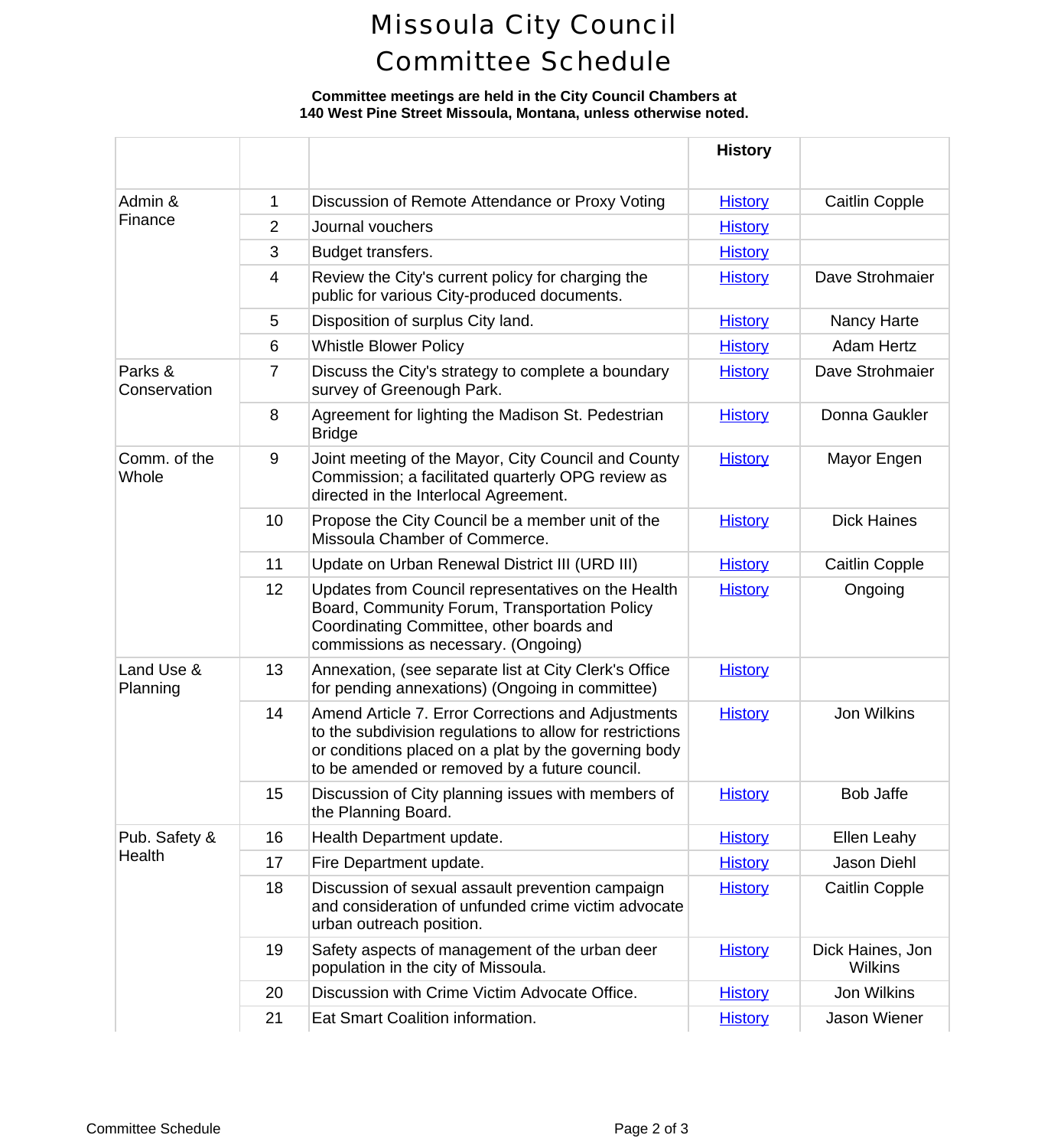# Missoula City Council Committee Schedule

**Committee meetings are held in the City Council Chambers at 140 West Pine Street Missoula, Montana, unless otherwise noted.**

| | | | History | |
|---|---|---|---|---|
| Admin & Finance | 1 | Discussion of Remote Attendance or Proxy Voting | History | Caitlin Copple |
| | 2 | Journal vouchers | History | |
| | 3 | Budget transfers. | History | |
| | 4 | Review the City's current policy for charging the public for various City-produced documents. | History | Dave Strohmaier |
| | 5 | Disposition of surplus City land. | History | Nancy Harte |
| | 6 | Whistle Blower Policy | History | Adam Hertz |
| Parks & Conservation | 7 | Discuss the City's strategy to complete a boundary survey of Greenough Park. | History | Dave Strohmaier |
| | 8 | Agreement for lighting the Madison St. Pedestrian Bridge | History | Donna Gaukler |
| Comm. of the Whole | 9 | Joint meeting of the Mayor, City Council and County Commission; a facilitated quarterly OPG review as directed in the Interlocal Agreement. | History | Mayor Engen |
| | 10 | Propose the City Council be a member unit of the Missoula Chamber of Commerce. | History | Dick Haines |
| | 11 | Update on Urban Renewal District III (URD III) | History | Caitlin Copple |
| | 12 | Updates from Council representatives on the Health Board, Community Forum, Transportation Policy Coordinating Committee, other boards and commissions as necessary. (Ongoing) | History | Ongoing |
| Land Use & Planning | 13 | Annexation, (see separate list at City Clerk's Office for pending annexations) (Ongoing in committee) | History | |
| | 14 | Amend Article 7. Error Corrections and Adjustments to the subdivision regulations to allow for restrictions or conditions placed on a plat by the governing body to be amended or removed by a future council. | History | Jon Wilkins |
| | 15 | Discussion of City planning issues with members of the Planning Board. | History | Bob Jaffe |
| Pub. Safety & Health | 16 | Health Department update. | History | Ellen Leahy |
| | 17 | Fire Department update. | History | Jason Diehl |
| | 18 | Discussion of sexual assault prevention campaign and consideration of unfunded crime victim advocate urban outreach position. | History | Caitlin Copple |
| | 19 | Safety aspects of management of the urban deer population in the city of Missoula. | History | Dick Haines, Jon Wilkins |
| | 20 | Discussion with Crime Victim Advocate Office. | History | Jon Wilkins |
| | 21 | Eat Smart Coalition information. | History | Jason Wiener |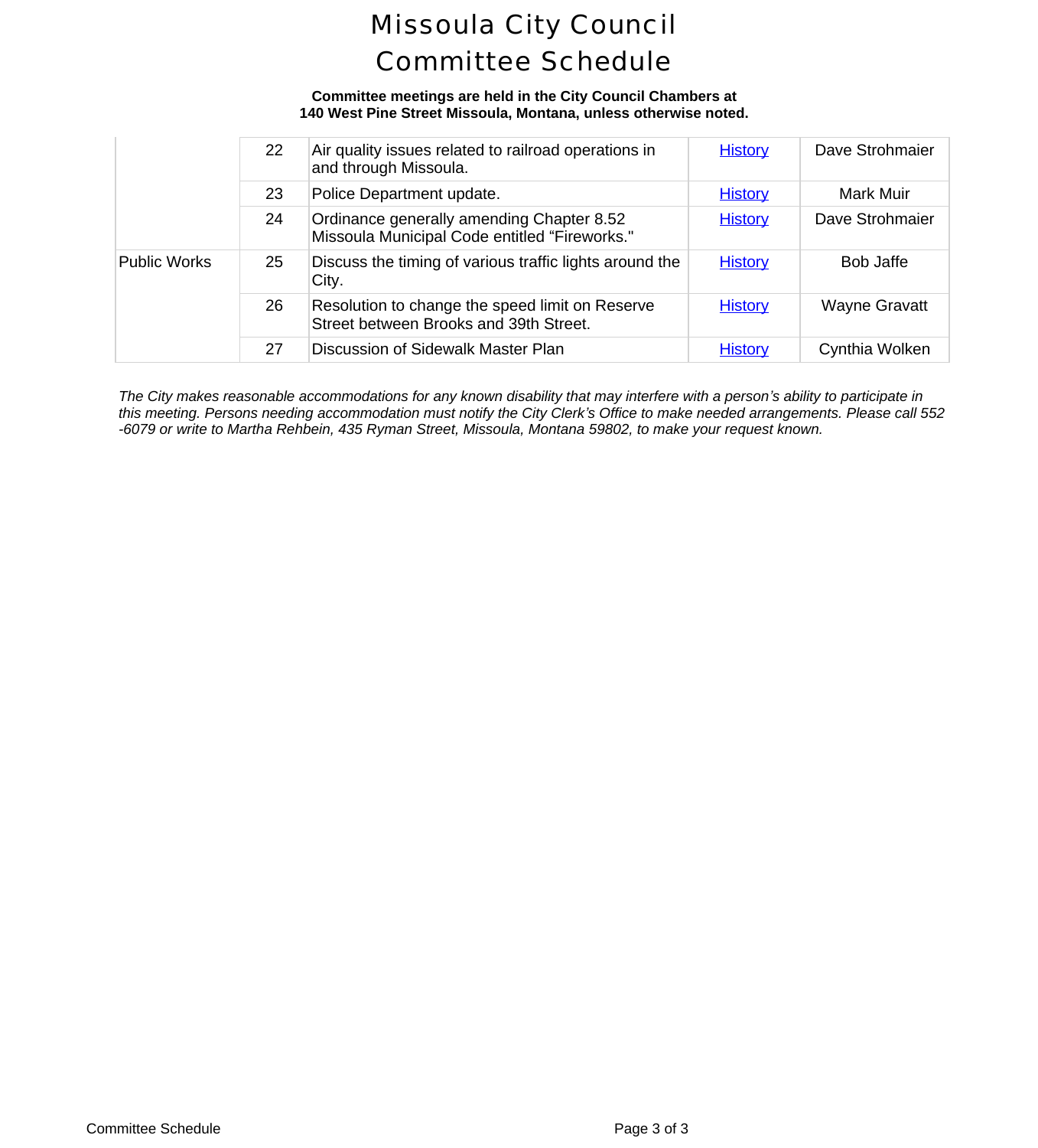# Missoula City Council Committee Schedule

**Committee meetings are held in the City Council Chambers at 140 West Pine Street Missoula, Montana, unless otherwise noted.**

| | | | | |
|---|---|---|---|---|
| | 22 | Air quality issues related to railroad operations in and through Missoula. | History | Dave Strohmaier |
| | 23 | Police Department update. | History | Mark Muir |
| | 24 | Ordinance generally amending Chapter 8.52 Missoula Municipal Code entitled "Fireworks." | History | Dave Strohmaier |
| Public Works | 25 | Discuss the timing of various traffic lights around the City. | History | Bob Jaffe |
| | 26 | Resolution to change the speed limit on Reserve Street between Brooks and 39th Street. | History | Wayne Gravatt |
| | 27 | Discussion of Sidewalk Master Plan | History | Cynthia Wolken |

*The City makes reasonable accommodations for any known disability that may interfere with a person's ability to participate in this meeting. Persons needing accommodation must notify the City Clerk's Office to make needed arrangements. Please call 552-6079 or write to Martha Rehbein, 435 Ryman Street, Missoula, Montana 59802, to make your request known.*